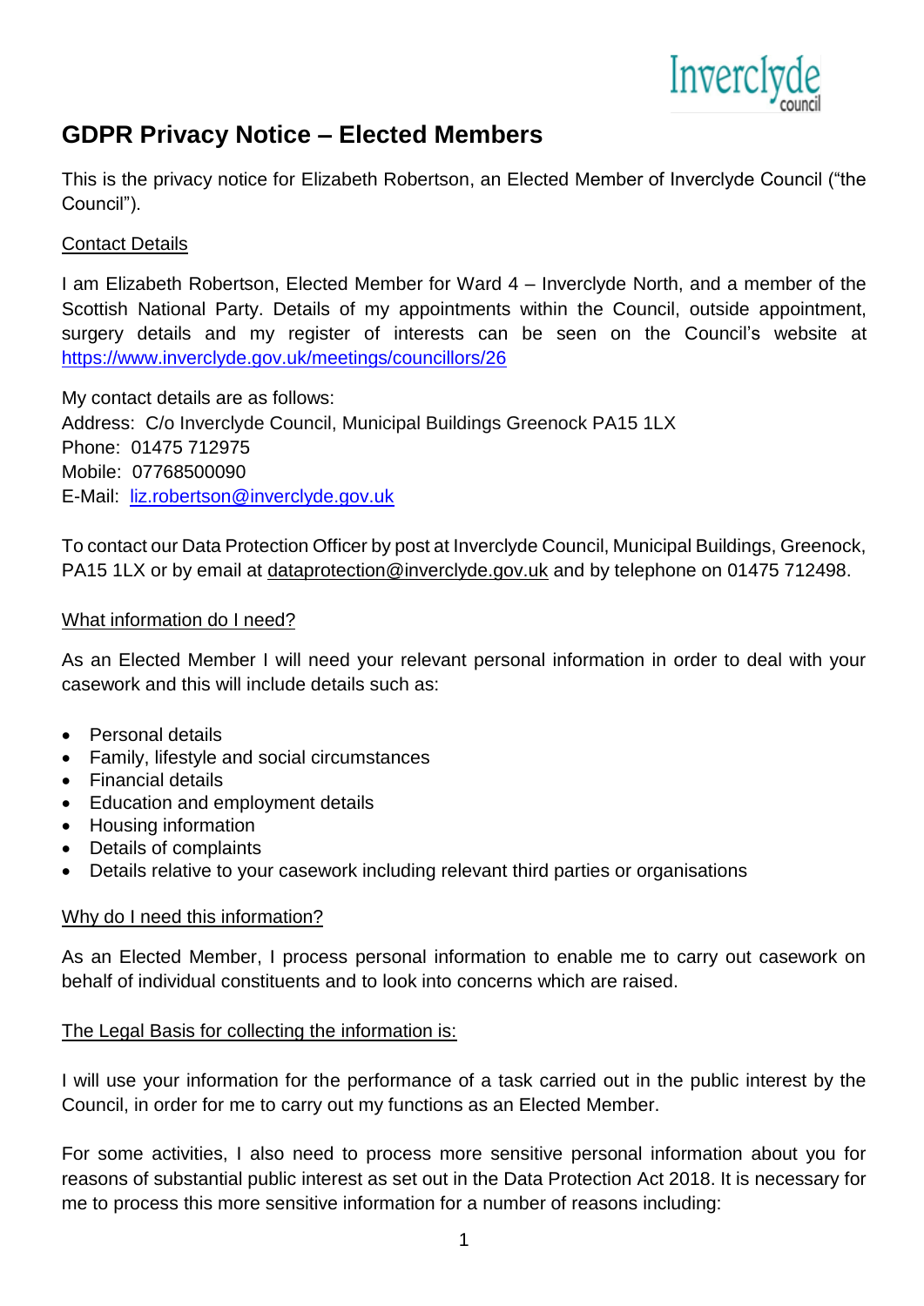# GDPR Privacy Notice – Elected Members

This is the privacy notice for Elizabeth Robertson, an Elected Member of Inverclyde Council ("the Council").

Contact Details

I am Elizabeth Robertson, Elected Member for Ward 4 – Inverclyde North, and a member of the Scottish National Party. Details of my appointments within the Council, outside appointment, surgery details and my register of interests can be seen on the Council's website at https://www.inverclyde.gov.uk/meetings/councillors/26

My contact details are as follows:
Address: C/o Inverclyde Council, Municipal Buildings Greenock PA15 1LX
Phone: 01475 712975
Mobile: 07768500090
E-Mail: liz.robertson@inverclyde.gov.uk

To contact our Data Protection Officer by post at Inverclyde Council, Municipal Buildings, Greenock, PA15 1LX or by email at dataprotection@inverclyde.gov.uk and by telephone on 01475 712498.

What information do I need?

As an Elected Member I will need your relevant personal information in order to deal with your casework and this will include details such as:

- Personal details
- Family, lifestyle and social circumstances
- Financial details
- Education and employment details
- Housing information
- Details of complaints
- Details relative to your casework including relevant third parties or organisations

Why do I need this information?

As an Elected Member, I process personal information to enable me to carry out casework on behalf of individual constituents and to look into concerns which are raised.

The Legal Basis for collecting the information is:

I will use your information for the performance of a task carried out in the public interest by the Council, in order for me to carry out my functions as an Elected Member.

For some activities, I also need to process more sensitive personal information about you for reasons of substantial public interest as set out in the Data Protection Act 2018. It is necessary for me to process this more sensitive information for a number of reasons including: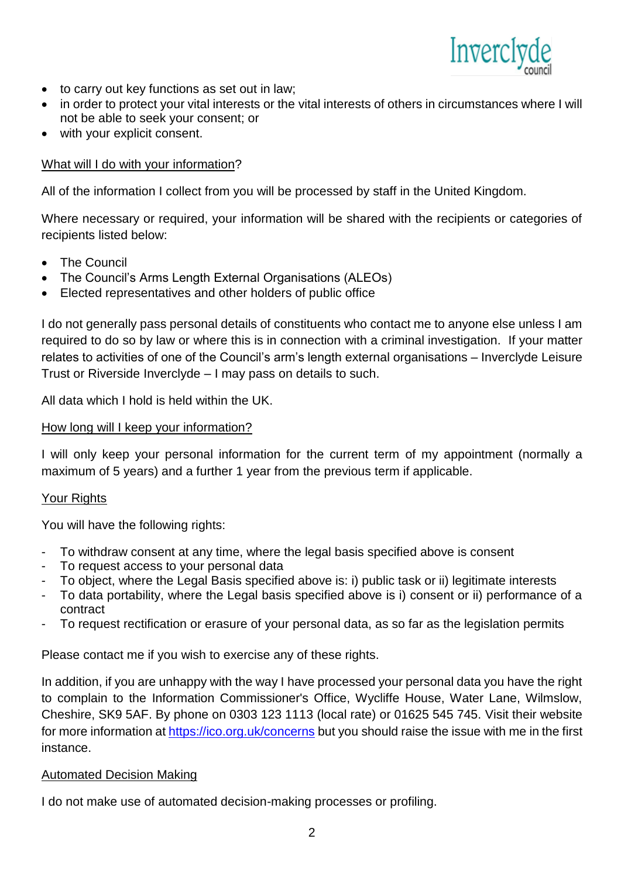- to carry out key functions as set out in law;
- in order to protect your vital interests or the vital interests of others in circumstances where I will not be able to seek your consent; or
- with your explicit consent.

What will I do with your information?

All of the information I collect from you will be processed by staff in the United Kingdom.

Where necessary or required, your information will be shared with the recipients or categories of recipients listed below:

- The Council
- The Council's Arms Length External Organisations (ALEOs)
- Elected representatives and other holders of public office

I do not generally pass personal details of constituents who contact me to anyone else unless I am required to do so by law or where this is in connection with a criminal investigation. If your matter relates to activities of one of the Council's arm's length external organisations – Inverclyde Leisure Trust or Riverside Inverclyde – I may pass on details to such.

All data which I hold is held within the UK.

How long will I keep your information?

I will only keep your personal information for the current term of my appointment (normally a maximum of 5 years) and a further 1 year from the previous term if applicable.

Your Rights

You will have the following rights:

- To withdraw consent at any time, where the legal basis specified above is consent
- To request access to your personal data
- To object, where the Legal Basis specified above is: i) public task or ii) legitimate interests
- To data portability, where the Legal basis specified above is i) consent or ii) performance of a contract
- To request rectification or erasure of your personal data, as so far as the legislation permits

Please contact me if you wish to exercise any of these rights.

In addition, if you are unhappy with the way I have processed your personal data you have the right to complain to the Information Commissioner's Office, Wycliffe House, Water Lane, Wilmslow, Cheshire, SK9 5AF. By phone on 0303 123 1113 (local rate) or 01625 545 745. Visit their website for more information at https://ico.org.uk/concerns but you should raise the issue with me in the first instance.

Automated Decision Making

I do not make use of automated decision-making processes or profiling.